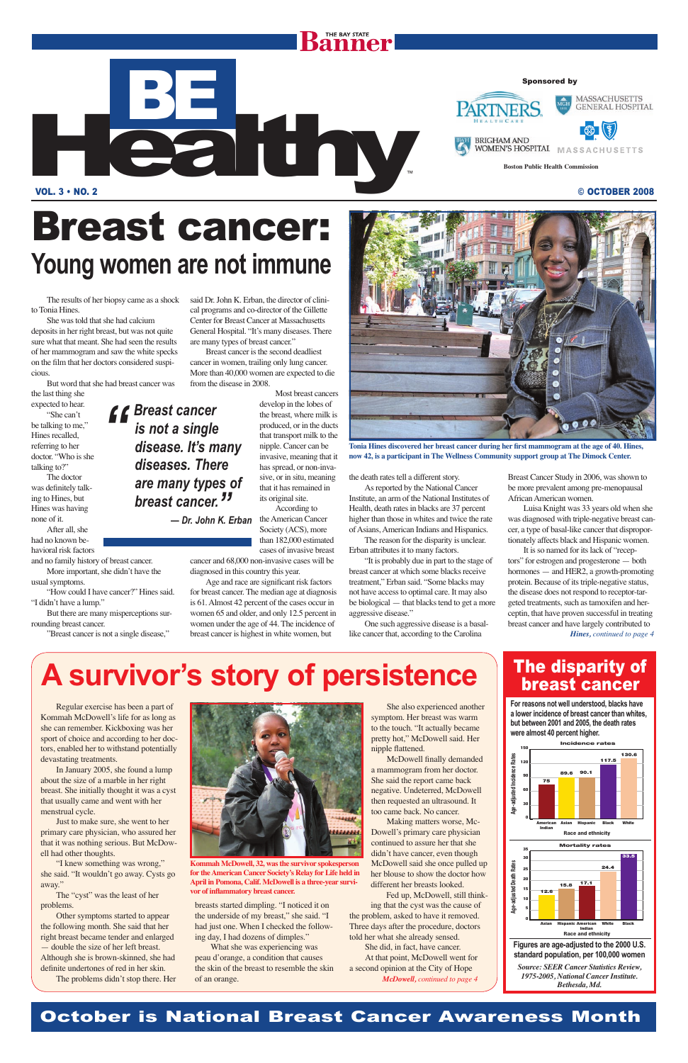# BE Healthy

Sponsored by Partners HealthCare, Massachusetts General Hospital, Brigham and Women's Hospital, Blue Cross Blue Shield of Massachusetts, Boston Public Health Commission

VOL. 3 • NO. 2 — © OCTOBER 2008

# Breast cancer:

## Young women are not immune

The results of her biopsy came as a shock to Tonia Hines.

She was told that she had calcium deposits in her right breast, but was not quite sure what that meant. She had seen the results of her mammogram and saw the white specks on the film that her doctors considered suspicious.

But word that she had breast cancer was the last thing she expected to hear.

"She can't be talking to me," Hines recalled, referring to her doctor. "Who is she talking to?"

The doctor was definitely talking to Hines, but Hines was having none of it.

After all, she had no known behavioral risk factors and no family history of breast cancer.

More important, she didn't have the usual symptoms.

"How could I have cancer?" Hines said. "I didn't have a lump."

But there are many misperceptions surrounding breast cancer.

"Breast cancer is not a single disease," said Dr. John K. Erban, the director of clinical programs and co-director of the Gillette Center for Breast Cancer at Massachusetts General Hospital. "It's many diseases. There are many types of breast cancer."

Breast cancer is the second deadliest cancer in women, trailing only lung cancer. More than 40,000 women are expected to die from the disease in 2008.

> "Breast cancer is not a single disease. It's many diseases. There are many types of breast cancer."
> — Dr. John K. Erban

Most breast cancers develop in the lobes of the breast, where milk is produced, or in the ducts that transport milk to the nipple. Cancer can be invasive, meaning that it has spread, or non-invasive, or in situ, meaning that it has remained in its original site.

According to the American Cancer Society (ACS), more than 182,000 estimated cases of invasive breast cancer and 68,000 non-invasive cases will be diagnosed in this country this year.

Age and race are significant risk factors for breast cancer. The median age at diagnosis is 61. Almost 42 percent of the cases occur in women 65 and older, and only 12.5 percent in women under the age of 44. The incidence of breast cancer is highest in white women, but the death rates tell a different story.

Tonia Hines discovered her breast cancer during her first mammogram at the age of 40. Hines, now 42, is a participant in The Wellness Community support group at The Dimock Center.

As reported by the National Cancer Institute, an arm of the National Institutes of Health, death rates in blacks are 37 percent higher than those in whites and twice the rate of Asians, American Indians and Hispanics.

The reason for the disparity is unclear. Erban attributes it to many factors.

"It is probably due in part to the stage of breast cancer at which some blacks receive treatment," Erban said. "Some blacks may not have access to optimal care. It may also be biological — that blacks tend to get a more aggressive disease."

One such aggressive disease is a basal-like cancer that, according to the Carolina Breast Cancer Study in 2006, was shown to be more prevalent among pre-menopausal African American women.

Luisa Knight was 33 years old when she was diagnosed with triple-negative breast cancer, a type of basal-like cancer that disproportionately affects black and Hispanic women.

It is so named for its lack of "receptors" for estrogen and progesterone — both hormones — and HER2, a growth-promoting protein. Because of its triple-negative status, the disease does not respond to receptor-targeted treatments, such as tamoxifen and herceptin, that have proven successful in treating breast cancer and have largely contributed to

*Hines, continued to page 4*

# A survivor's story of persistence

Regular exercise has been a part of Kommah McDowell's life for as long as she can remember. Kickboxing was her sport of choice and according to her doctors, enabled her to withstand potentially devastating treatments.

In January 2005, she found a lump about the size of a marble in her right breast. She initially thought it was a cyst that usually came and went with her menstrual cycle.

Just to make sure, she went to her primary care physician, who assured her that it was nothing serious. But McDowell had other thoughts.

"I knew something was wrong," she said. "It wouldn't go away. Cysts go away."

The "cyst" was the least of her problems.

Other symptoms started to appear the following month. She said that her right breast became tender and enlarged — double the size of her left breast. Although she is brown-skinned, she had definite undertones of red in her skin.

The problems didn't stop there. Her breasts started dimpling. "I noticed it on the underside of my breast," she said. "I had just one. When I checked the following day, I had dozens of dimples."

What she was experiencing was peau d'orange, a condition that causes the skin of the breast to resemble the skin of an orange.

Kommah McDowell, 32, was the survivor spokesperson for the American Cancer Society's Relay for Life held in April in Pomona, Calif. McDowell is a three-year survivor of inflammatory breast cancer.

She also experienced another symptom. Her breast was warm to the touch. "It actually became pretty hot," McDowell said. Her nipple flattened.

McDowell finally demanded a mammogram from her doctor. She said the report came back negative. Undeterred, McDowell then requested an ultrasound. It too came back. No cancer.

Making matters worse, McDowell's primary care physician continued to assure her that she didn't have cancer, even though McDowell said she once pulled up her blouse to show the doctor how different her breasts looked.

Fed up, McDowell, still thinking that the cyst was the cause of the problem, asked to have it removed. Three days after the procedure, doctors told her what she already sensed.

She did, in fact, have cancer.

At that point, McDowell went for a second opinion at the City of Hope

*McDowell, continued to page 4*

## The disparity of breast cancer

**For reasons not well understood, blacks have a lower incidence of breast cancer than whites, but between 2001 and 2005, the death rates were almost 40 percent higher.**

**Incidence rates** (Age-adjusted Incidence Rates, by Race and ethnicity)

| Race and ethnicity | Incidence rate |
|---|---|
| American Indian | 75 |
| Asian | 89.6 |
| Hispanic | 90.1 |
| Black | 117.5 |
| White | 130.6 |

**Mortality rates** (Age-adjusted Death Rates, by Race and ethnicity)

| Race and ethnicity | Death rate |
|---|---|
| Asian | 12.6 |
| Hispanic | 15.8 |
| American Indian | 17.1 |
| White | 24.4 |
| Black | 33.5 |

**Figures are age-adjusted to the 2000 U.S. standard population, per 100,000 women**

*Source: SEER Cancer Statistics Review, 1975-2005, National Cancer Institute. Bethesda, Md.*

**October is National Breast Cancer Awareness Month**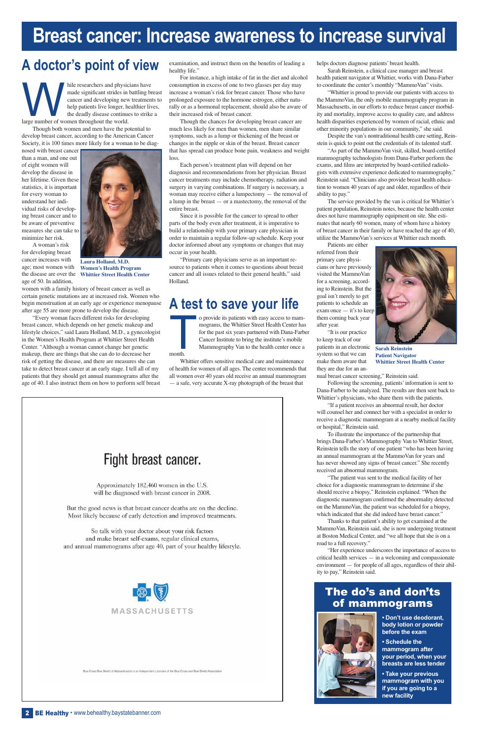# Breast cancer: Increase awareness to increase survival

## A doctor's point of view

While researchers and physicians have made significant strides in battling breast cancer and developing new treatments to help patients live longer, healthier lives, the deadly disease continues to strike a large number of women throughout the world.

Though both women and men have the potential to develop breast cancer, according to the American Cancer Society, it is 100 times more likely for a woman to be diagnosed with breast cancer than a man, and one out of eight women will develop the disease in her lifetime. Given these statistics, it is important for every woman to understand her individual risks of developing breast cancer and to be aware of preventive measures she can take to minimize her risk.

**Laura Holland, M.D.**
**Women's Health Program**
**Whittier Street Health Center**

A woman's risk for developing breast cancer increases with age; most women with the disease are over the age of 50. In addition, women with a family history of breast cancer as well as certain genetic mutations are at increased risk. Women who begin menstruation at an early age or experience menopause after age 55 are more prone to develop the disease.

"Every woman faces different risks for developing breast cancer, which depends on her genetic makeup and lifestyle choices," said Laura Holland, M.D., a gynecologist in the Women's Health Program at Whittier Street Health Center. "Although a woman cannot change her genetic makeup, there are things that she can do to decrease her risk of getting the disease, and there are measures she can take to detect breast cancer at an early stage. I tell all of my patients that they should get annual mammograms after the age of 40. I also instruct them on how to perform self breast examination, and instruct them on the benefits of leading a healthy life."

For instance, a high intake of fat in the diet and alcohol consumption in excess of one to two glasses per day may increase a woman's risk for breast cancer. Those who have prolonged exposure to the hormone estrogen, either naturally or as a hormonal replacement, should also be aware of their increased risk of breast cancer.

Though the chances for developing breast cancer are much less likely for men than women, men share similar symptoms, such as a lump or thickening of the breast or changes in the nipple or skin of the breast. Breast cancer that has spread can produce bone pain, weakness and weight loss.

Each person's treatment plan will depend on her diagnosis and recommendations from her physician. Breast cancer treatments may include chemotherapy, radiation and surgery in varying combinations. If surgery is necessary, a woman may receive either a lumpectomy — the removal of a lump in the breast — or a mastectomy, the removal of the entire breast.

Since it is possible for the cancer to spread to other parts of the body even after treatment, it is imperative to build a relationship with your primary care physician in order to maintain a regular follow-up schedule. Keep your doctor informed about any symptoms or changes that may occur in your health.

"Primary care physicians serve as an important resource to patients when it comes to questions about breast cancer and all issues related to their general health," said Holland.

## A test to save your life

To provide its patients with easy access to mammograms, the Whittier Street Health Center has for the past six years partnered with Dana-Farber Cancer Institute to bring the institute's mobile Mammography Van to the health center once a month.

Whittier offers sensitive medical care and maintenance of health for women of all ages. The center recommends that all women over 40 years old receive an annual mammogram — a safe, very accurate X-ray photograph of the breast that helps doctors diagnose patients' breast health.

Sarah Reinstein, a clinical case manager and breast health patient navigator at Whittier, works with Dana-Farber to coordinate the center's monthly "MammoVan" visits.

"Whittier is proud to provide our patients with access to the MammoVan, the only mobile mammography program in Massachusetts, in our efforts to reduce breast cancer morbidity and mortality, improve access to quality care, and address health disparities experienced by women of racial, ethnic and other minority populations in our community," she said.

Despite the van's nontraditional health care setting, Reinstein is quick to point out the credentials of its talented staff.

"As part of the MammoVan visit, skilled, board-certified mammography technologists from Dana-Farber perform the exams, and films are interpreted by board-certified radiologists with extensive experience dedicated to mammography," Reinstein said. "Clinicians also provide breast health education to women 40 years of age and older, regardless of their ability to pay."

The service provided by the van is critical for Whittier's patient population, Reinstein notes, because the health center does not have mammography equipment on site. She estimates that nearly 60 women, many of whom have a history of breast cancer in their family or have reached the age of 40, utilize the MammoVan's services at Whittier each month.

Patients are either referred from their primary care physicians or have previously visited the MammoVan for a screening, according to Reinstein. But the goal isn't merely to get patients to schedule an exam once — it's to keep them coming back year after year.

**Sarah Reinstein**
**Patient Navigator**
**Whittier Street Health Center**

"It is our practice to keep track of our patients in an electronic system so that we can make them aware that they are due for an annual breast cancer screening," Reinstein said.

Following the screening, patients' information is sent to Dana-Farber to be analyzed. The results are then sent back to Whittier's physicians, who share them with the patients.

"If a patient receives an abnormal result, her doctor will counsel her and connect her with a specialist in order to receive a diagnostic mammogram at a nearby medical facility or hospital," Reinstein said.

To illustrate the importance of the partnership that brings Dana-Farber's Mammography Van to Whittier Street, Reinstein tells the story of one patient "who has been having an annual mammogram at the MammoVan for years and has never showed any signs of breast cancer." She recently received an abnormal mammogram.

"The patient was sent to the medical facility of her choice for a diagnostic mammogram to determine if she should receive a biopsy," Reinstein explained. "When the diagnostic mammogram confirmed the abnormality detected on the MammoVan, the patient was scheduled for a biopsy, which indicated that she did indeed have breast cancer."

Thanks to that patient's ability to get examined at the MammoVan, Reinstein said, she is now undergoing treatment at Boston Medical Center, and "we all hope that she is on a road to a full recovery."

"Her experience underscores the importance of access to critical health services — in a welcoming and compassionate environment — for people of all ages, regardless of their ability to pay," Reinstein said.

## The do's and don'ts of mammograms

- **Don't use deodorant, body lotion or powder before the exam**
- **Schedule the mammogram after your period, when your breasts are less tender**
- **Take your previous mammogram with you if you are going to a new facility**

---

# Fight breast cancer.

Approximately 182,460 women in the U.S. will be diagnosed with breast cancer in 2008.

But the good news is that breast cancer deaths are on the decline. Most likely because of early detection and improved treatments.

So talk with your doctor about your risk factors and make breast self-exams, regular clinical exams, and annual mammograms after age 40, part of your healthy lifestyle.

MASSACHUSETTS

Blue Cross Blue Shield of Massachusetts is an Independent Licensee of the Blue Cross and Blue Shield Association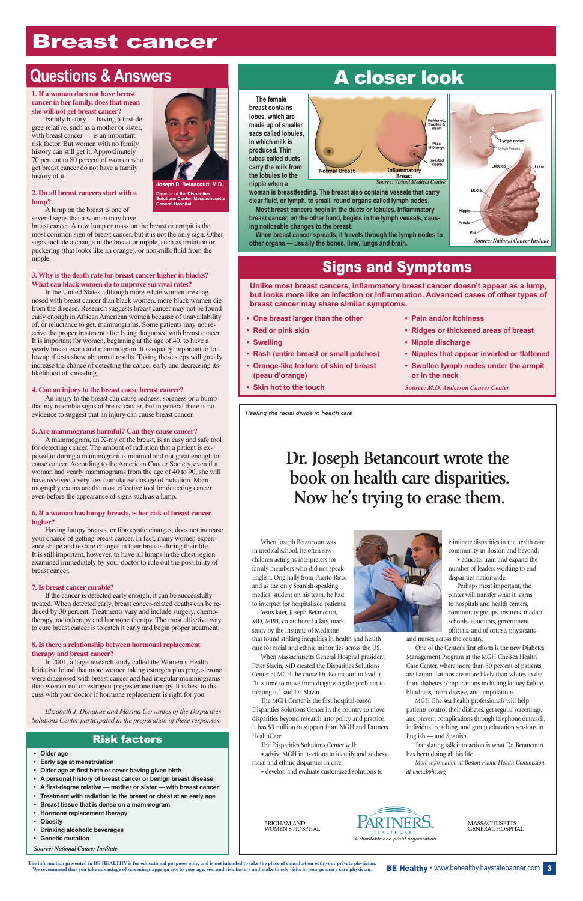# Breast cancer

## Questions & Answers

Joseph R. Betancourt, M.D.

Director of the Disparities Solutions Center, Massachusetts General Hospital

**1. If a woman does not have breast cancer in her family, does that mean she will not get breast cancer?**

Family history — having a first-degree relative, such as a mother or sister, with breast cancer — is an important risk factor. But women with no family history can still get it. Approximately 70 percent to 80 percent of women who get breast cancer do not have a family history of it.

**2. Do all breast cancers start with a lump?**

A lump on the breast is one of several signs that a woman may have breast cancer. A new lump or mass on the breast or armpit is the most common sign of breast cancer, but it is not the only sign. Other signs include a change in the breast or nipple, such as irritation or puckering (that looks like an orange), or non-milk fluid from the nipple.

**3. Why is the death rate for breast cancer higher in blacks? What can black women do to improve survival rates?**

In the United States, although more white women are diagnosed with breast cancer than black women, more black women die from the disease. Research suggests breast cancer may not be found early enough in African American women because of unavailability of, or reluctance to get, mammograms. Some patients may not receive the proper treatment after being diagnosed with breast cancer. It is important for women, beginning at the age of 40, to have a yearly breast exam and mammogram. It is equally important to followup if tests show abnormal results. Taking these steps will greatly increase the chance of detecting the cancer early and decreasing its likelihood of spreading.

**4. Can an injury to the breast cause breast cancer?**

An injury to the breast can cause redness, soreness or a bump that my resemble signs of breast cancer, but in general there is no evidence to suggest that an injury can cause breast cancer.

**5. Are mammograms harmful? Can they cause cancer?**

A mammogram, an X-ray of the breast, is an easy and safe tool for detecting cancer. The amount of radiation that a patient is exposed to during a mammogram is minimal and not great enough to cause cancer. According to the American Cancer Society, even if a woman had yearly mammograms from the age of 40 to 90, she will have received a very low cumulative dosage of radiation. Mammography exams are the most effective tool for detecting cancer even before the appearance of signs such as a lump.

**6. If a woman has lumpy breasts, is her risk of breast cancer higher?**

Having lumpy breasts, or fibrocystic changes, does not increase your chance of getting breast cancer. In fact, many women experience shape and texture changes in their breasts during their life. It is still important, however, to have all lumps in the chest region examined immediately by your doctor to rule out the possibility of breast cancer.

**7. Is breast cancer curable?**

If the cancer is detected early enough, it can be successfully treated. When detected early, breast cancer-related deaths can be reduced by 30 percent. Treatments vary and include surgery, chemotherapy, radiotherapy and hormone therapy. The most effective way to cure breast cancer is to catch it early and begin proper treatment.

**8. Is there a relationship between hormonal replacement therapy and breast cancer?**

In 2001, a large research study called the Women's Health Initiative found that more women taking estrogen plus progesterone were diagnosed with breast cancer and had irregular mammograms than women not on estrogen-progesterone therapy. It is best to discuss with your doctor if hormone replacement is right for you.

*Elizabeth J. Donahue and Marina Cervantes of the Disparities Solutions Center participated in the preparation of these responses.*

## Risk factors

- Older age
- Early age at menstruation
- Older age at first birth or never having given birth
- A personal history of breast cancer or benign breast disease
- A first-degree relative — mother or sister — with breast cancer
- Treatment with radiation to the breast or chest at an early age
- Breast tissue that is dense on a mammogram
- Hormone replacement therapy
- Obesity
- Drinking alcoholic beverages
- Genetic mutation

*Source: National Cancer Institute*

## A closer look

The female breast contains lobes, which are made up of smaller sacs called lobules, in which milk is produced. Thin tubes called ducts carry the milk from the lobules to the nipple when a woman is breastfeeding. The breast also contains vessels that carry clear fluid, or lymph, to small, round organs called lymph nodes.

Most breast cancers begin in the ducts or lobules. Inflammatory breast cancer, on the other hand, begins in the lymph vessels, causing noticeable changes to the breast.

When breast cancer spreads, it travels through the lymph nodes to other organs — usually the bones, liver, lungs and brain.

Normal Breast

Inflammatory Breast

Reddened, Swollen & Warm

Peau d'Orange

Inverted Nipple

*Source: Virtual Medical Centre*

Lymph nodes

Lymph Vessels

Lobules

Lobe

Ducts

Nipple

Areola

Fat

*Source: National Cancer Institute*

## Signs and Symptoms

**Unlike most breast cancers, inflammatory breast cancer doesn't appear as a lump, but looks more like an infection or inflammation. Advanced cases of other types of breast cancer may share similar symptoms.**

- One breast larger than the other
- Red or pink skin
- Swelling
- Rash (entire breast or small patches)
- Orange-like texture of skin of breast (peau d'orange)
- Skin hot to the touch
- Pain and/or itchiness
- Ridges or thickened areas of breast
- Nipple discharge
- Nipples that appear inverted or flattened
- Swollen lymph nodes under the armpit or in the neck

*Source: M.D. Anderson Cancer Center*

*Healing the racial divide in health care*

# Dr. Joseph Betancourt wrote the book on health care disparities. Now he's trying to erase them.

When Joseph Betancourt was in medical school, he often saw children acting as interpreters for family members who did not speak English. Originally from Puerto Rico, and as the only Spanish-speaking medical student on his team, he had to interpret for hospitalized patients.

Years later, Joseph Betancourt, MD, MPH, co-authored a landmark study by the Institute of Medicine that found striking inequities in health and health care for racial and ethnic minorities across the US.

When Massachusetts General Hospital president Peter Slavin, MD created the Disparities Solutions Center at MGH, he chose Dr. Betancourt to lead it. "It is time to move from diagnosing the problem to treating it," said Dr. Slavin.

The MGH Center is the first hospital-based Disparities Solutions Center in the country to move disparities beyond research into policy and practice. It has $3 million in support from MGH and Partners HealthCare.

The Disparities Solutions Center will:

- advise MGH in its efforts to identify and address racial and ethnic disparities in care;
- develop and evaluate customized solutions to eliminate disparities in the health care community in Boston and beyond;
- educate, train and expand the number of leaders working to end disparities nationwide.

Perhaps most important, the center will transfer what it learns to hospitals and health centers, community groups, insurers, medical schools, educators, government officials, and of course, physicians and nurses across the country.

One of the Center's first efforts is the new Diabetes Management Program at the MGH Chelsea Health Care Center, where more than 50 percent of patients are Latino. Latinos are more likely than whites to die from diabetes complications including kidney failure, blindness, heart disease, and amputations.

MGH Chelsea health professionals will help patients control their diabetes, get regular screenings, and prevent complications through telephone outreach, individual coaching, and group education sessions in English — and Spanish.

Translating talk into action is what Dr. Betancourt has been doing all his life.

*More information at Boston Public Health Commission at www.bphc.org*

BRIGHAM AND WOMEN'S HOSPITAL

PARTNERS HEALTHCARE

*A charitable non-profit organization*

MASSACHUSETTS GENERAL HOSPITAL

**The information presented in BE HEALTHY is for educational purposes only, and is not intended to take the place of consultation with your private physician. We recommend that you take advantage of screenings appropriate to your age, sex, and risk factors and make timely visits to your primary care physician.**

**BE Healthy** • www.behealthy.baystatebanner.com